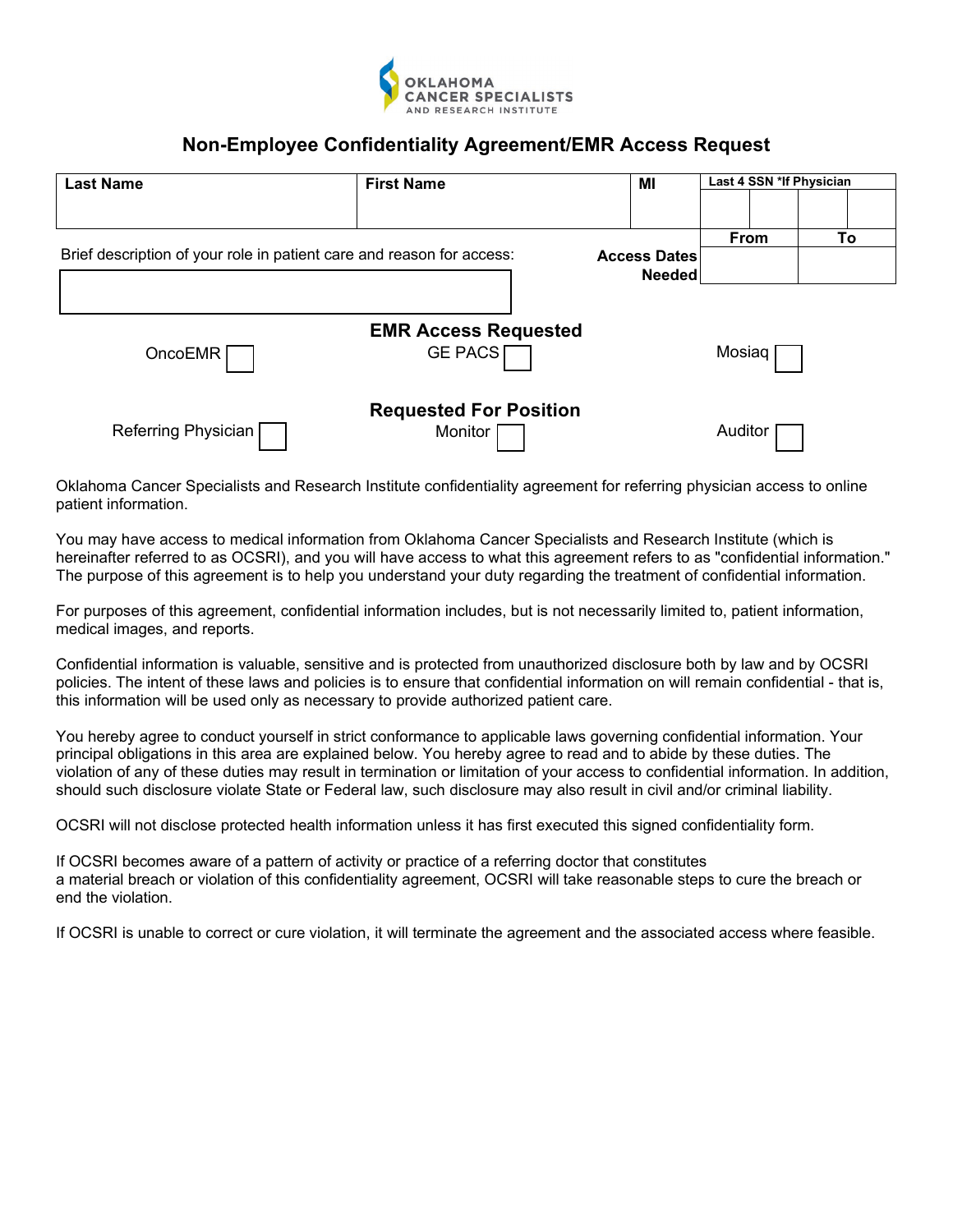OKLAHOMA CANCER SPECIALISTS AND RESEARCH INSTITUTE

# Non-Employee Confidentiality Agreement/EMR Access Request

| Last Name | First Name | MI | Last 4 SSN *If Physician |
|---|---|---|---|
| | | | |

Brief description of your role in patient care and reason for access:

| Access Dates Needed | From | To |
|---|---|---|
| | | |

## EMR Access Requested

OncoEMR ☐ GE PACS ☐ Mosiaq ☐

## Requested For Position

Referring Physician ☐ Monitor ☐ Auditor ☐

Oklahoma Cancer Specialists and Research Institute confidentiality agreement for referring physician access to online patient information.

You may have access to medical information from Oklahoma Cancer Specialists and Research Institute (which is hereinafter referred to as OCSRI), and you will have access to what this agreement refers to as "confidential information." The purpose of this agreement is to help you understand your duty regarding the treatment of confidential information.

For purposes of this agreement, confidential information includes, but is not necessarily limited to, patient information, medical images, and reports.

Confidential information is valuable, sensitive and is protected from unauthorized disclosure both by law and by OCSRI policies. The intent of these laws and policies is to ensure that confidential information on will remain confidential - that is, this information will be used only as necessary to provide authorized patient care.

You hereby agree to conduct yourself in strict conformance to applicable laws governing confidential information. Your principal obligations in this area are explained below. You hereby agree to read and to abide by these duties. The violation of any of these duties may result in termination or limitation of your access to confidential information. In addition, should such disclosure violate State or Federal law, such disclosure may also result in civil and/or criminal liability.

OCSRI will not disclose protected health information unless it has first executed this signed confidentiality form.

If OCSRI becomes aware of a pattern of activity or practice of a referring doctor that constitutes a material breach or violation of this confidentiality agreement, OCSRI will take reasonable steps to cure the breach or end the violation.

If OCSRI is unable to correct or cure violation, it will terminate the agreement and the associated access where feasible.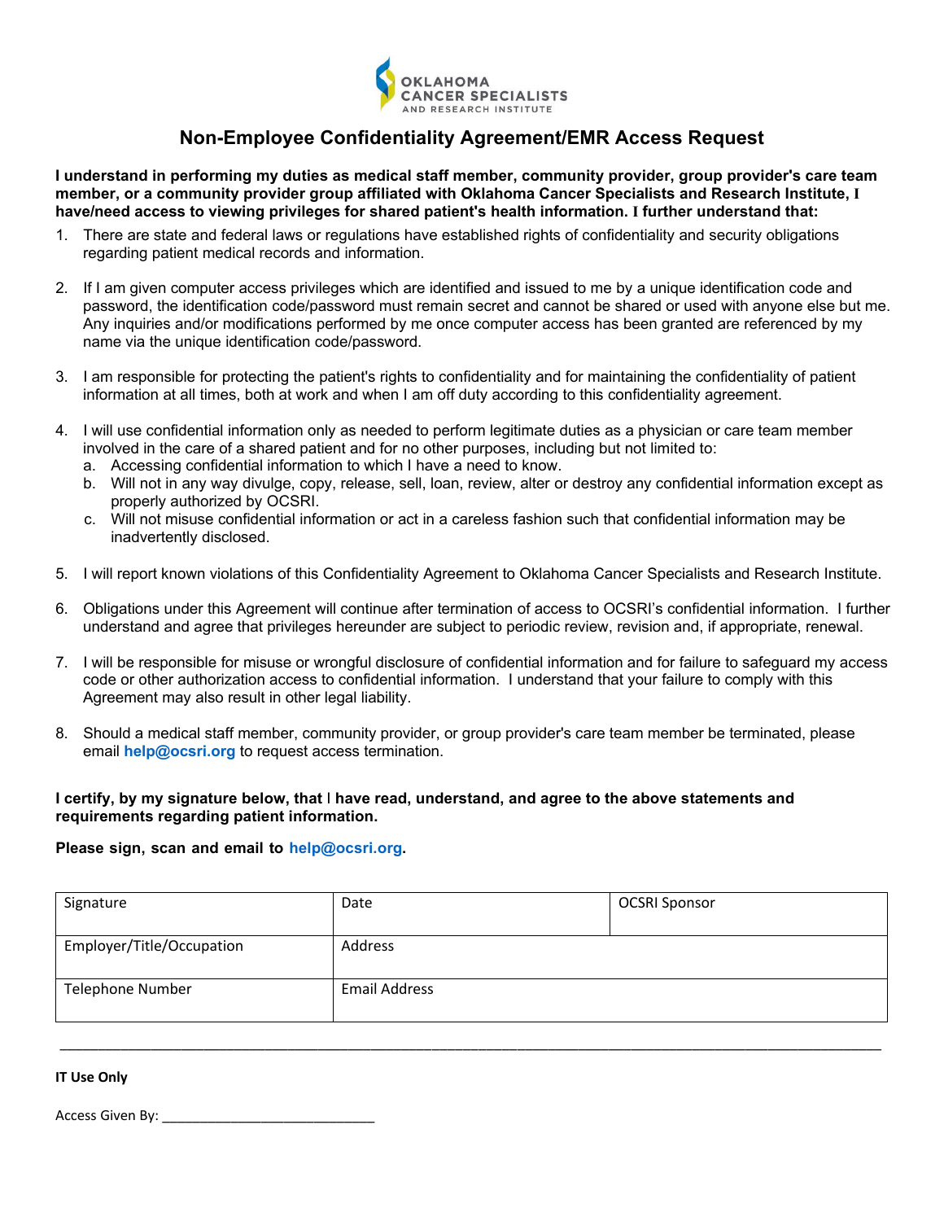OKLAHOMA CANCER SPECIALISTS AND RESEARCH INSTITUTE

# Non-Employee Confidentiality Agreement/EMR Access Request

**I understand in performing my duties as medical staff member, community provider, group provider's care team member, or a community provider group affiliated with Oklahoma Cancer Specialists and Research Institute, I have/need access to viewing privileges for shared patient's health information. I further understand that:**

1. There are state and federal laws or regulations have established rights of confidentiality and security obligations regarding patient medical records and information.

2. If I am given computer access privileges which are identified and issued to me by a unique identification code and password, the identification code/password must remain secret and cannot be shared or used with anyone else but me. Any inquiries and/or modifications performed by me once computer access has been granted are referenced by my name via the unique identification code/password.

3. I am responsible for protecting the patient's rights to confidentiality and for maintaining the confidentiality of patient information at all times, both at work and when I am off duty according to this confidentiality agreement.

4. I will use confidential information only as needed to perform legitimate duties as a physician or care team member involved in the care of a shared patient and for no other purposes, including but not limited to:
   a. Accessing confidential information to which I have a need to know.
   b. Will not in any way divulge, copy, release, sell, loan, review, alter or destroy any confidential information except as properly authorized by OCSRI.
   c. Will not misuse confidential information or act in a careless fashion such that confidential information may be inadvertently disclosed.

5. I will report known violations of this Confidentiality Agreement to Oklahoma Cancer Specialists and Research Institute.

6. Obligations under this Agreement will continue after termination of access to OCSRI's confidential information. I further understand and agree that privileges hereunder are subject to periodic review, revision and, if appropriate, renewal.

7. I will be responsible for misuse or wrongful disclosure of confidential information and for failure to safeguard my access code or other authorization access to confidential information. I understand that your failure to comply with this Agreement may also result in other legal liability.

8. Should a medical staff member, community provider, or group provider's care team member be terminated, please email **help@ocsri.org** to request access termination.

**I certify, by my signature below, that I have read, understand, and agree to the above statements and requirements regarding patient information.**

**Please sign, scan and email to help@ocsri.org.**

| | | |
|---|---|---|
| Signature | Date | OCSRI Sponsor |
| Employer/Title/Occupation | Address | |
| Telephone Number | Email Address | |

---

**IT Use Only**

Access Given By: ____________________________